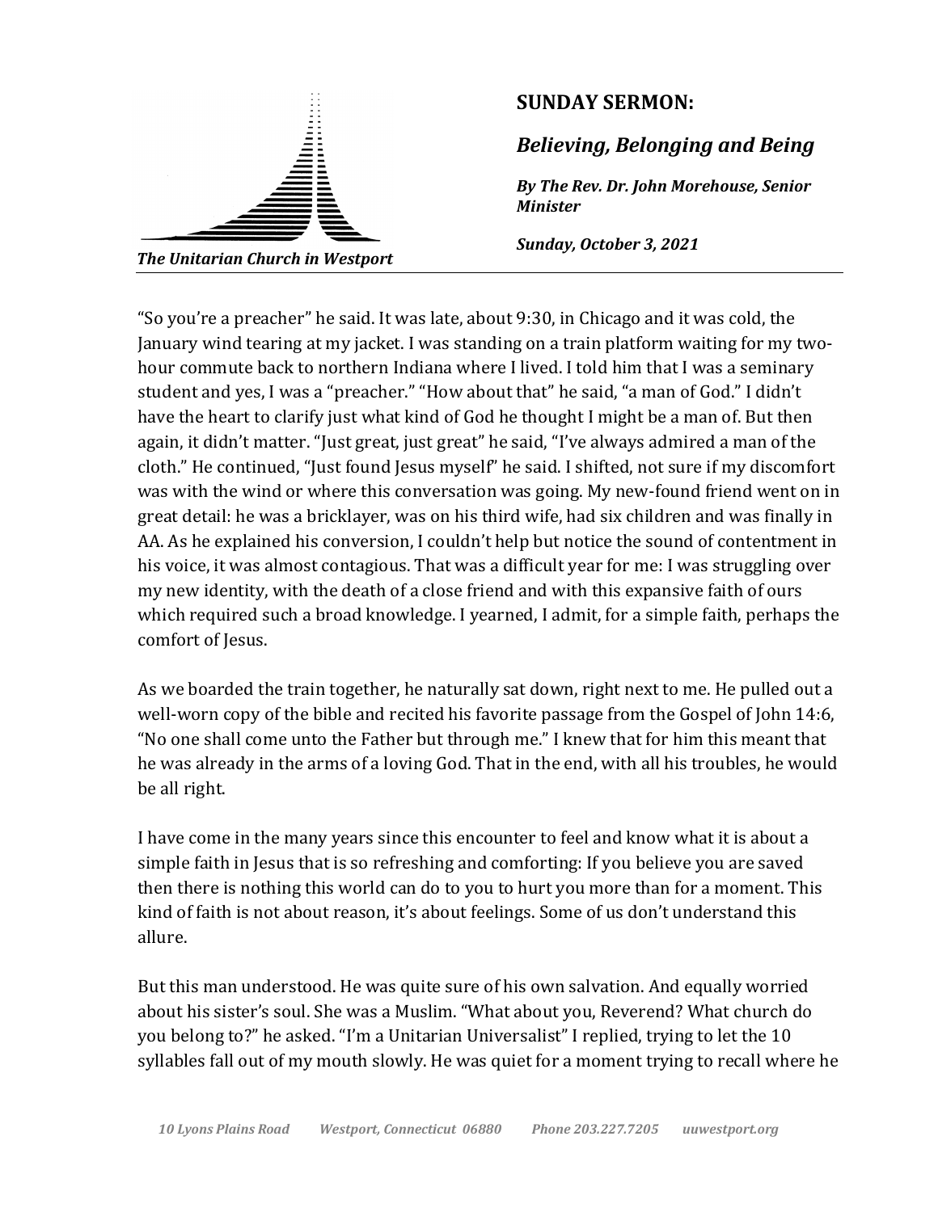The Unitarian Church in Westport

## SUNDAY SERMON:

## *Believing, Belonging and Being*

***By The Rev. Dr. John Morehouse, Senior Minister***

***Sunday, October 3, 2021***

"So you're a preacher" he said. It was late, about 9:30, in Chicago and it was cold, the January wind tearing at my jacket. I was standing on a train platform waiting for my two-hour commute back to northern Indiana where I lived. I told him that I was a seminary student and yes, I was a "preacher." "How about that" he said, "a man of God." I didn't have the heart to clarify just what kind of God he thought I might be a man of. But then again, it didn't matter. "Just great, just great" he said, "I've always admired a man of the cloth." He continued, "Just found Jesus myself" he said. I shifted, not sure if my discomfort was with the wind or where this conversation was going. My new-found friend went on in great detail: he was a bricklayer, was on his third wife, had six children and was finally in AA. As he explained his conversion, I couldn't help but notice the sound of contentment in his voice, it was almost contagious. That was a difficult year for me: I was struggling over my new identity, with the death of a close friend and with this expansive faith of ours which required such a broad knowledge. I yearned, I admit, for a simple faith, perhaps the comfort of Jesus.

As we boarded the train together, he naturally sat down, right next to me. He pulled out a well-worn copy of the bible and recited his favorite passage from the Gospel of John 14:6, "No one shall come unto the Father but through me." I knew that for him this meant that he was already in the arms of a loving God. That in the end, with all his troubles, he would be all right.

I have come in the many years since this encounter to feel and know what it is about a simple faith in Jesus that is so refreshing and comforting: If you believe you are saved then there is nothing this world can do to you to hurt you more than for a moment. This kind of faith is not about reason, it's about feelings. Some of us don't understand this allure.

But this man understood. He was quite sure of his own salvation. And equally worried about his sister's soul. She was a Muslim. "What about you, Reverend? What church do you belong to?" he asked. "I'm a Unitarian Universalist" I replied, trying to let the 10 syllables fall out of my mouth slowly. He was quiet for a moment trying to recall where he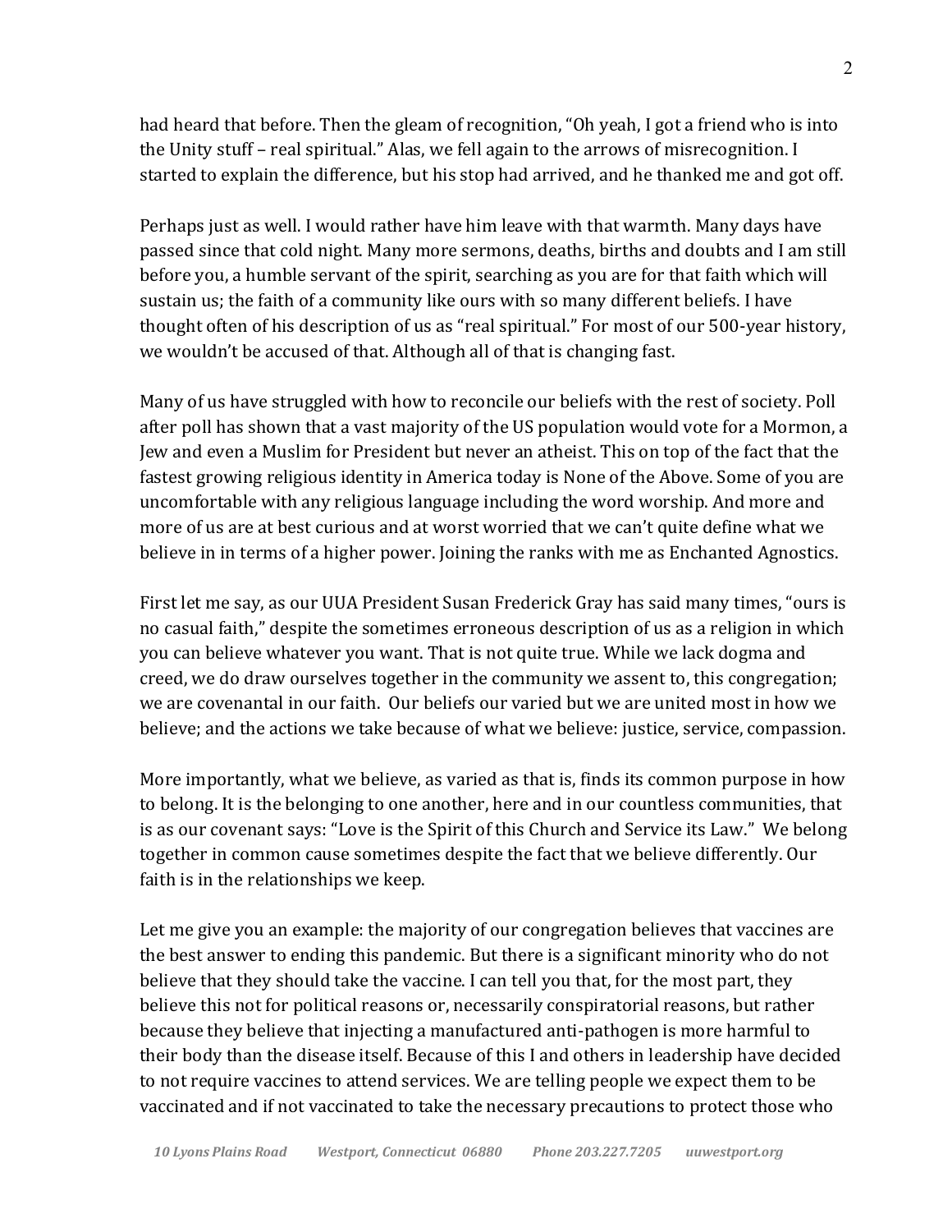had heard that before. Then the gleam of recognition, "Oh yeah, I got a friend who is into the Unity stuff – real spiritual." Alas, we fell again to the arrows of misrecognition. I started to explain the difference, but his stop had arrived, and he thanked me and got off.

Perhaps just as well. I would rather have him leave with that warmth. Many days have passed since that cold night. Many more sermons, deaths, births and doubts and I am still before you, a humble servant of the spirit, searching as you are for that faith which will sustain us; the faith of a community like ours with so many different beliefs. I have thought often of his description of us as "real spiritual." For most of our 500-year history, we wouldn't be accused of that. Although all of that is changing fast.

Many of us have struggled with how to reconcile our beliefs with the rest of society. Poll after poll has shown that a vast majority of the US population would vote for a Mormon, a Jew and even a Muslim for President but never an atheist. This on top of the fact that the fastest growing religious identity in America today is None of the Above. Some of you are uncomfortable with any religious language including the word worship. And more and more of us are at best curious and at worst worried that we can't quite define what we believe in in terms of a higher power. Joining the ranks with me as Enchanted Agnostics.

First let me say, as our UUA President Susan Frederick Gray has said many times, "ours is no casual faith," despite the sometimes erroneous description of us as a religion in which you can believe whatever you want. That is not quite true. While we lack dogma and creed, we do draw ourselves together in the community we assent to, this congregation; we are covenantal in our faith. Our beliefs our varied but we are united most in how we believe; and the actions we take because of what we believe: justice, service, compassion.

More importantly, what we believe, as varied as that is, finds its common purpose in how to belong. It is the belonging to one another, here and in our countless communities, that is as our covenant says: "Love is the Spirit of this Church and Service its Law." We belong together in common cause sometimes despite the fact that we believe differently. Our faith is in the relationships we keep.

Let me give you an example: the majority of our congregation believes that vaccines are the best answer to ending this pandemic. But there is a significant minority who do not believe that they should take the vaccine. I can tell you that, for the most part, they believe this not for political reasons or, necessarily conspiratorial reasons, but rather because they believe that injecting a manufactured anti-pathogen is more harmful to their body than the disease itself. Because of this I and others in leadership have decided to not require vaccines to attend services. We are telling people we expect them to be vaccinated and if not vaccinated to take the necessary precautions to protect those who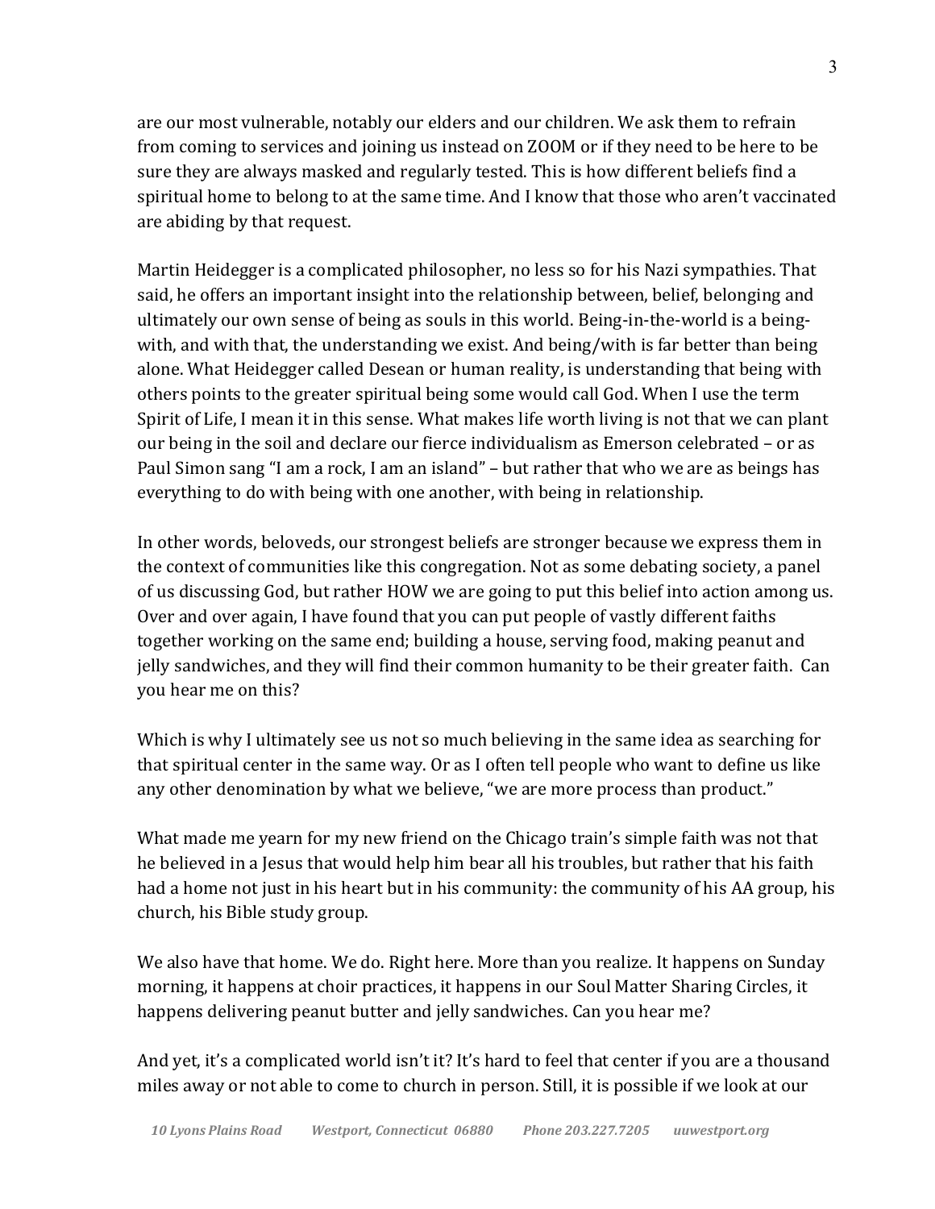are our most vulnerable, notably our elders and our children. We ask them to refrain from coming to services and joining us instead on ZOOM or if they need to be here to be sure they are always masked and regularly tested. This is how different beliefs find a spiritual home to belong to at the same time. And I know that those who aren't vaccinated are abiding by that request.

Martin Heidegger is a complicated philosopher, no less so for his Nazi sympathies. That said, he offers an important insight into the relationship between, belief, belonging and ultimately our own sense of being as souls in this world. Being-in-the-world is a being-with, and with that, the understanding we exist. And being/with is far better than being alone. What Heidegger called Desean or human reality, is understanding that being with others points to the greater spiritual being some would call God. When I use the term Spirit of Life, I mean it in this sense. What makes life worth living is not that we can plant our being in the soil and declare our fierce individualism as Emerson celebrated – or as Paul Simon sang "I am a rock, I am an island" – but rather that who we are as beings has everything to do with being with one another, with being in relationship.

In other words, beloveds, our strongest beliefs are stronger because we express them in the context of communities like this congregation. Not as some debating society, a panel of us discussing God, but rather HOW we are going to put this belief into action among us. Over and over again, I have found that you can put people of vastly different faiths together working on the same end; building a house, serving food, making peanut and jelly sandwiches, and they will find their common humanity to be their greater faith. Can you hear me on this?

Which is why I ultimately see us not so much believing in the same idea as searching for that spiritual center in the same way. Or as I often tell people who want to define us like any other denomination by what we believe, "we are more process than product."

What made me yearn for my new friend on the Chicago train's simple faith was not that he believed in a Jesus that would help him bear all his troubles, but rather that his faith had a home not just in his heart but in his community: the community of his AA group, his church, his Bible study group.

We also have that home. We do. Right here. More than you realize. It happens on Sunday morning, it happens at choir practices, it happens in our Soul Matter Sharing Circles, it happens delivering peanut butter and jelly sandwiches. Can you hear me?

And yet, it's a complicated world isn't it? It's hard to feel that center if you are a thousand miles away or not able to come to church in person. Still, it is possible if we look at our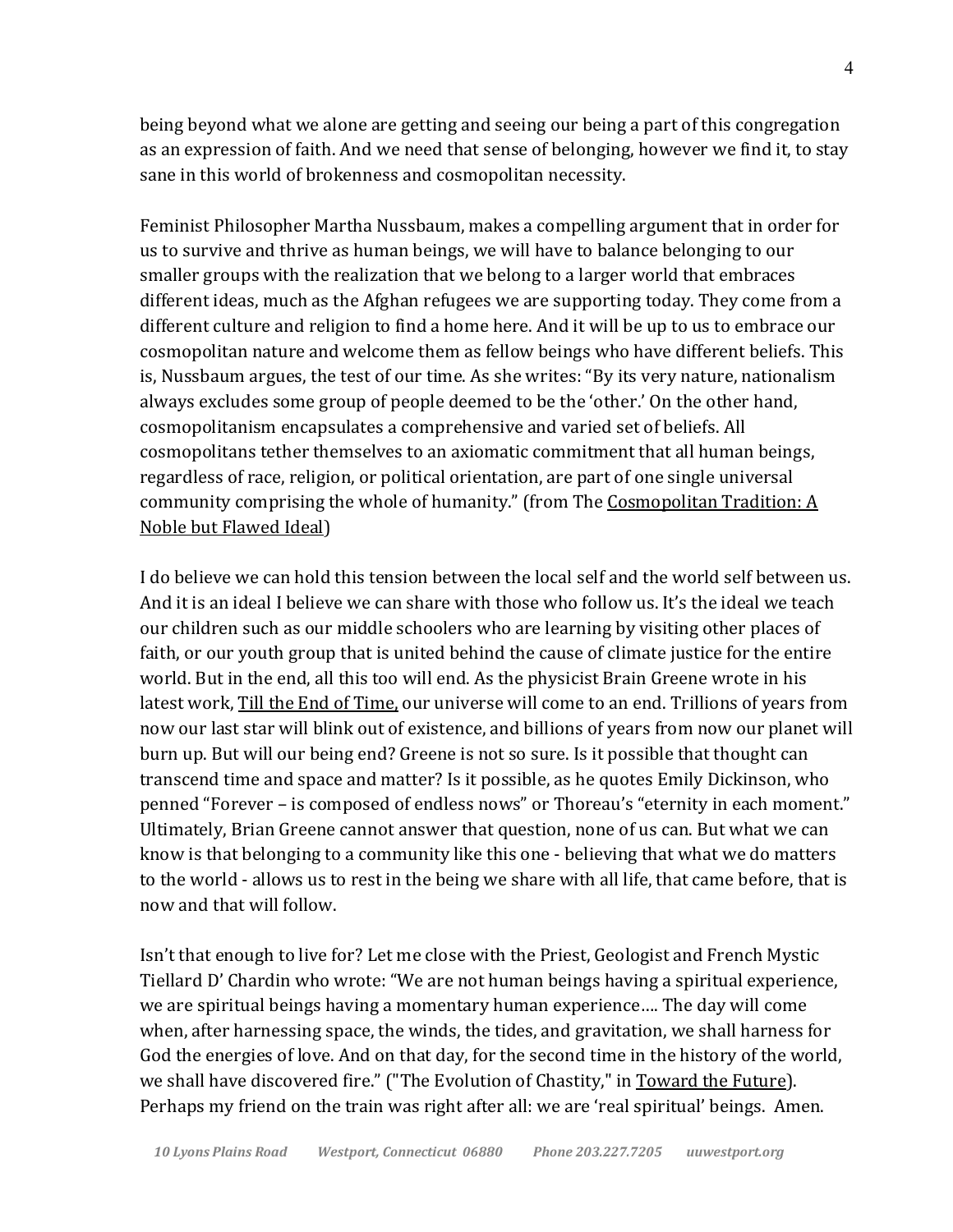being beyond what we alone are getting and seeing our being a part of this congregation as an expression of faith. And we need that sense of belonging, however we find it, to stay sane in this world of brokenness and cosmopolitan necessity.

Feminist Philosopher Martha Nussbaum, makes a compelling argument that in order for us to survive and thrive as human beings, we will have to balance belonging to our smaller groups with the realization that we belong to a larger world that embraces different ideas, much as the Afghan refugees we are supporting today. They come from a different culture and religion to find a home here. And it will be up to us to embrace our cosmopolitan nature and welcome them as fellow beings who have different beliefs. This is, Nussbaum argues, the test of our time. As she writes: "By its very nature, nationalism always excludes some group of people deemed to be the 'other.' On the other hand, cosmopolitanism encapsulates a comprehensive and varied set of beliefs. All cosmopolitans tether themselves to an axiomatic commitment that all human beings, regardless of race, religion, or political orientation, are part of one single universal community comprising the whole of humanity." (from The Cosmopolitan Tradition: A Noble but Flawed Ideal)

I do believe we can hold this tension between the local self and the world self between us. And it is an ideal I believe we can share with those who follow us. It's the ideal we teach our children such as our middle schoolers who are learning by visiting other places of faith, or our youth group that is united behind the cause of climate justice for the entire world. But in the end, all this too will end. As the physicist Brain Greene wrote in his latest work, Till the End of Time, our universe will come to an end. Trillions of years from now our last star will blink out of existence, and billions of years from now our planet will burn up. But will our being end? Greene is not so sure. Is it possible that thought can transcend time and space and matter? Is it possible, as he quotes Emily Dickinson, who penned "Forever – is composed of endless nows" or Thoreau's "eternity in each moment." Ultimately, Brian Greene cannot answer that question, none of us can. But what we can know is that belonging to a community like this one - believing that what we do matters to the world - allows us to rest in the being we share with all life, that came before, that is now and that will follow.

Isn't that enough to live for? Let me close with the Priest, Geologist and French Mystic Tiellard D' Chardin who wrote: "We are not human beings having a spiritual experience, we are spiritual beings having a momentary human experience…. The day will come when, after harnessing space, the winds, the tides, and gravitation, we shall harness for God the energies of love. And on that day, for the second time in the history of the world, we shall have discovered fire." ("The Evolution of Chastity," in Toward the Future). Perhaps my friend on the train was right after all: we are 'real spiritual' beings. Amen.